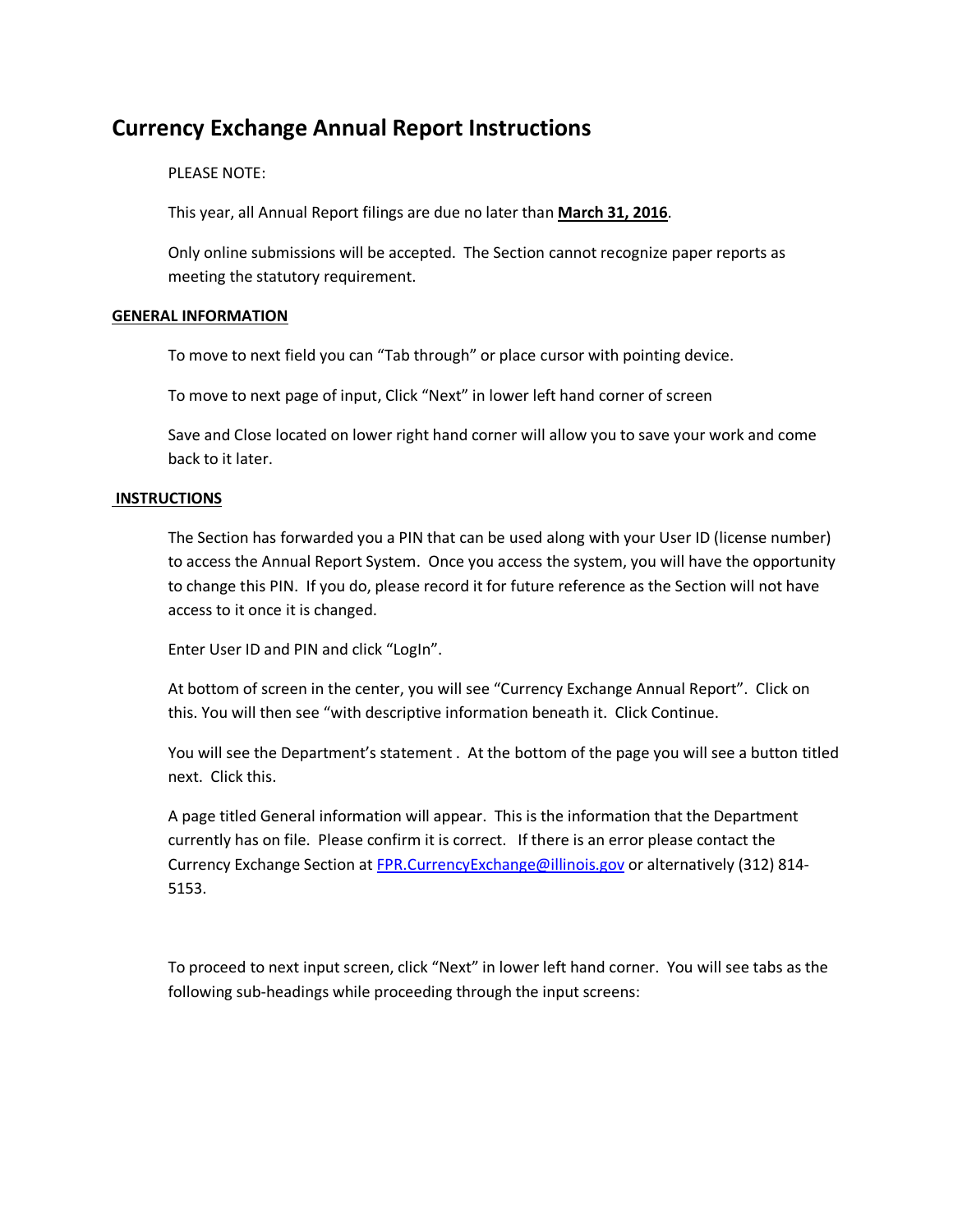# Currency Exchange Annual Report Instructions

PLEASE NOTE:

This year, all Annual Report filings are due no later than **March 31, 2016**.

Only online submissions will be accepted. The Section cannot recognize paper reports as meeting the statutory requirement.

**GENERAL INFORMATION**

To move to next field you can "Tab through" or place cursor with pointing device.

To move to next page of input, Click "Next" in lower left hand corner of screen

Save and Close located on lower right hand corner will allow you to save your work and come back to it later.

**INSTRUCTIONS**

The Section has forwarded you a PIN that can be used along with your User ID (license number) to access the Annual Report System. Once you access the system, you will have the opportunity to change this PIN. If you do, please record it for future reference as the Section will not have access to it once it is changed.

Enter User ID and PIN and click "LogIn".

At bottom of screen in the center, you will see "Currency Exchange Annual Report". Click on this. You will then see "with descriptive information beneath it. Click Continue.

You will see the Department's statement . At the bottom of the page you will see a button titled next. Click this.

A page titled General information will appear. This is the information that the Department currently has on file. Please confirm it is correct. If there is an error please contact the Currency Exchange Section at FPR.CurrencyExchange@illinois.gov or alternatively (312) 814-5153.

To proceed to next input screen, click "Next" in lower left hand corner. You will see tabs as the following sub-headings while proceeding through the input screens: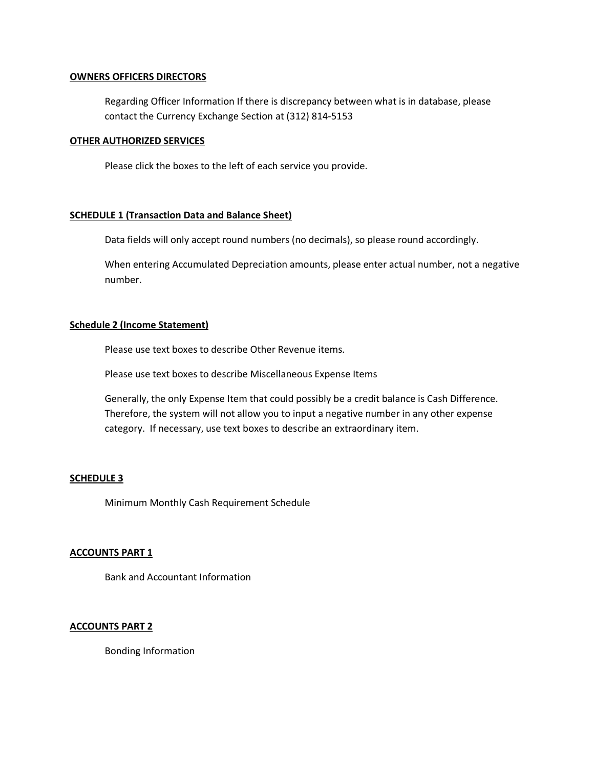**OWNERS OFFICERS DIRECTORS**

Regarding Officer Information If there is discrepancy between what is in database, please contact the Currency Exchange Section at (312) 814-5153

**OTHER AUTHORIZED SERVICES**

Please click the boxes to the left of each service you provide.

**SCHEDULE 1 (Transaction Data and Balance Sheet)**

Data fields will only accept round numbers (no decimals), so please round accordingly.

When entering Accumulated Depreciation amounts, please enter actual number, not a negative number.

**Schedule 2 (Income Statement)**

Please use text boxes to describe Other Revenue items.

Please use text boxes to describe Miscellaneous Expense Items

Generally, the only Expense Item that could possibly be a credit balance is Cash Difference. Therefore, the system will not allow you to input a negative number in any other expense category. If necessary, use text boxes to describe an extraordinary item.

**SCHEDULE 3**

Minimum Monthly Cash Requirement Schedule

**ACCOUNTS PART 1**

Bank and Accountant Information

**ACCOUNTS PART 2**

Bonding Information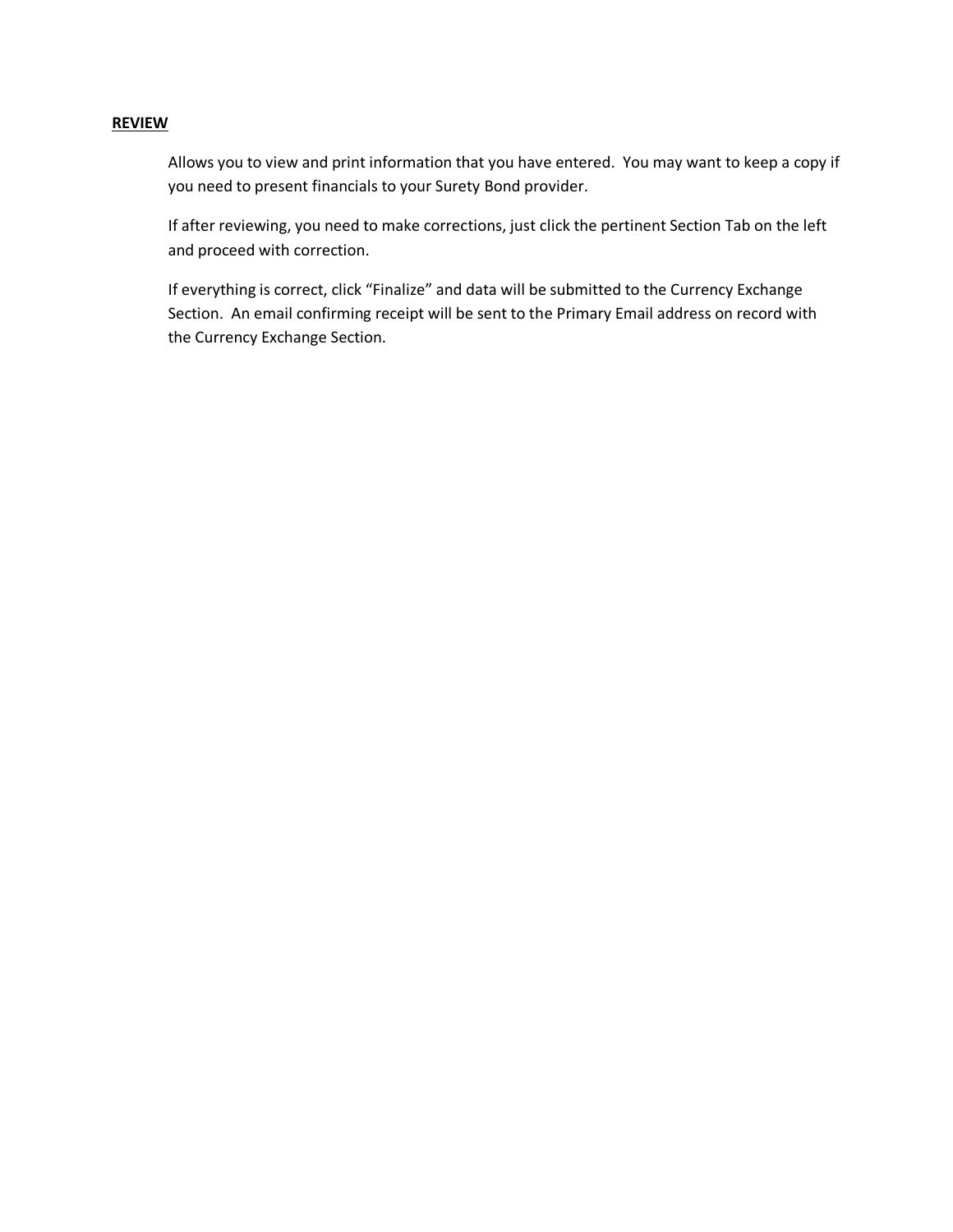**REVIEW**

Allows you to view and print information that you have entered. You may want to keep a copy if you need to present financials to your Surety Bond provider.

If after reviewing, you need to make corrections, just click the pertinent Section Tab on the left and proceed with correction.

If everything is correct, click "Finalize" and data will be submitted to the Currency Exchange Section. An email confirming receipt will be sent to the Primary Email address on record with the Currency Exchange Section.